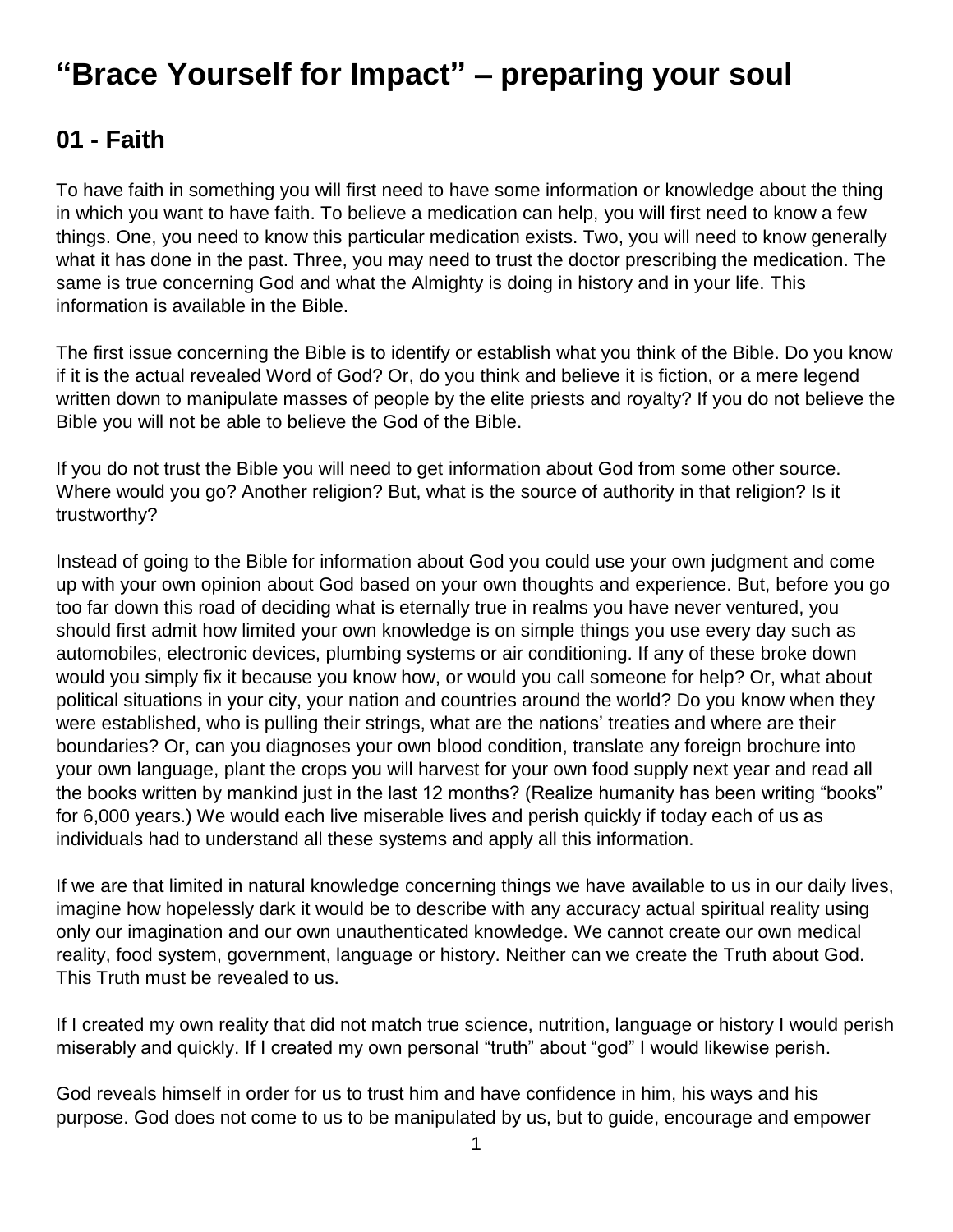# "Brace Yourself for Impact" – preparing your soul

## 01 - Faith

To have faith in something you will first need to have some information or knowledge about the thing in which you want to have faith. To believe a medication can help, you will first need to know a few things. One, you need to know this particular medication exists. Two, you will need to know generally what it has done in the past. Three, you may need to trust the doctor prescribing the medication. The same is true concerning God and what the Almighty is doing in history and in your life. This information is available in the Bible.

The first issue concerning the Bible is to identify or establish what you think of the Bible. Do you know if it is the actual revealed Word of God? Or, do you think and believe it is fiction, or a mere legend written down to manipulate masses of people by the elite priests and royalty? If you do not believe the Bible you will not be able to believe the God of the Bible.

If you do not trust the Bible you will need to get information about God from some other source. Where would you go? Another religion? But, what is the source of authority in that religion? Is it trustworthy?

Instead of going to the Bible for information about God you could use your own judgment and come up with your own opinion about God based on your own thoughts and experience. But, before you go too far down this road of deciding what is eternally true in realms you have never ventured, you should first admit how limited your own knowledge is on simple things you use every day such as automobiles, electronic devices, plumbing systems or air conditioning. If any of these broke down would you simply fix it because you know how, or would you call someone for help? Or, what about political situations in your city, your nation and countries around the world? Do you know when they were established, who is pulling their strings, what are the nations' treaties and where are their boundaries? Or, can you diagnoses your own blood condition, translate any foreign brochure into your own language, plant the crops you will harvest for your own food supply next year and read all the books written by mankind just in the last 12 months? (Realize humanity has been writing "books" for 6,000 years.) We would each live miserable lives and perish quickly if today each of us as individuals had to understand all these systems and apply all this information.

If we are that limited in natural knowledge concerning things we have available to us in our daily lives, imagine how hopelessly dark it would be to describe with any accuracy actual spiritual reality using only our imagination and our own unauthenticated knowledge. We cannot create our own medical reality, food system, government, language or history. Neither can we create the Truth about God. This Truth must be revealed to us.

If I created my own reality that did not match true science, nutrition, language or history I would perish miserably and quickly. If I created my own personal "truth" about "god" I would likewise perish.

God reveals himself in order for us to trust him and have confidence in him, his ways and his purpose. God does not come to us to be manipulated by us, but to guide, encourage and empower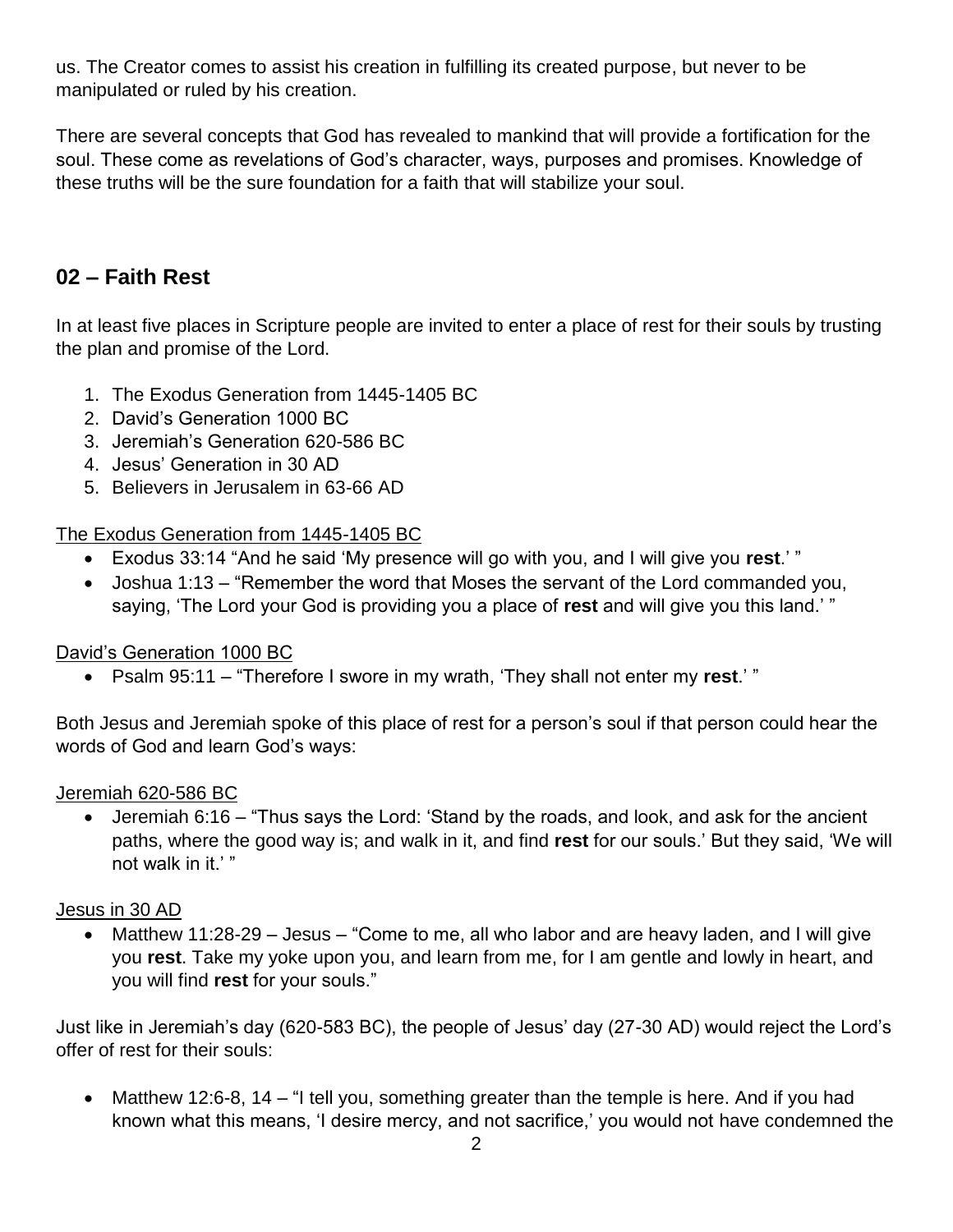us. The Creator comes to assist his creation in fulfilling its created purpose, but never to be manipulated or ruled by his creation.

There are several concepts that God has revealed to mankind that will provide a fortification for the soul. These come as revelations of God's character, ways, purposes and promises. Knowledge of these truths will be the sure foundation for a faith that will stabilize your soul.

## 02 – Faith Rest

In at least five places in Scripture people are invited to enter a place of rest for their souls by trusting the plan and promise of the Lord.

1. The Exodus Generation from 1445-1405 BC
2. David's Generation 1000 BC
3. Jeremiah's Generation 620-586 BC
4. Jesus' Generation in 30 AD
5. Believers in Jerusalem in 63-66 AD

<u>The Exodus Generation from 1445-1405 BC</u>

- Exodus 33:14 "And he said 'My presence will go with you, and I will give you **rest**.' "
- Joshua 1:13 – "Remember the word that Moses the servant of the Lord commanded you, saying, 'The Lord your God is providing you a place of **rest** and will give you this land.' "

<u>David's Generation 1000 BC</u>

- Psalm 95:11 – "Therefore I swore in my wrath, 'They shall not enter my **rest**.' "

Both Jesus and Jeremiah spoke of this place of rest for a person's soul if that person could hear the words of God and learn God's ways:

<u>Jeremiah 620-586 BC</u>

- Jeremiah 6:16 – "Thus says the Lord: 'Stand by the roads, and look, and ask for the ancient paths, where the good way is; and walk in it, and find **rest** for our souls.' But they said, 'We will not walk in it.' "

<u>Jesus in 30 AD</u>

- Matthew 11:28-29 – Jesus – "Come to me, all who labor and are heavy laden, and I will give you **rest**. Take my yoke upon you, and learn from me, for I am gentle and lowly in heart, and you will find **rest** for your souls."

Just like in Jeremiah's day (620-583 BC), the people of Jesus' day (27-30 AD) would reject the Lord's offer of rest for their souls:

- Matthew 12:6-8, 14 – "I tell you, something greater than the temple is here. And if you had known what this means, 'I desire mercy, and not sacrifice,' you would not have condemned the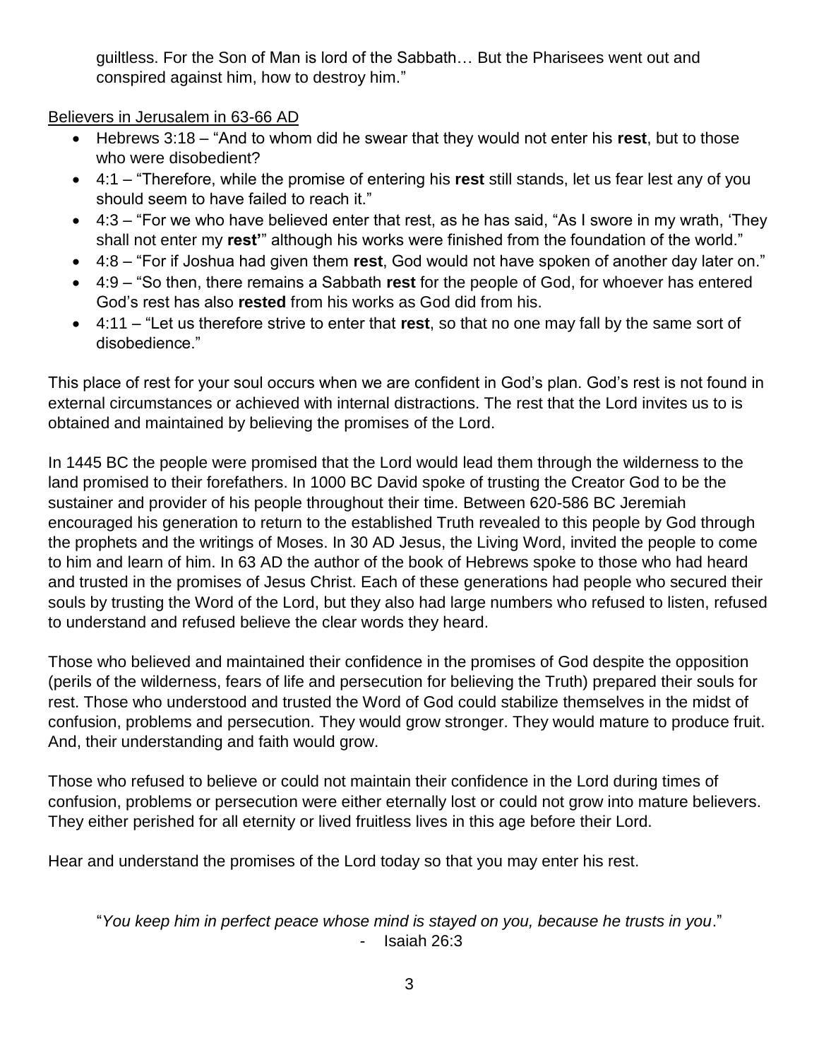guiltless. For the Son of Man is lord of the Sabbath… But the Pharisees went out and conspired against him, how to destroy him."

<u>Believers in Jerusalem in 63-66 AD</u>

- Hebrews 3:18 – "And to whom did he swear that they would not enter his **rest**, but to those who were disobedient?
- 4:1 – "Therefore, while the promise of entering his **rest** still stands, let us fear lest any of you should seem to have failed to reach it."
- 4:3 – "For we who have believed enter that rest, as he has said, "As I swore in my wrath, 'They shall not enter my **rest'**" although his works were finished from the foundation of the world."
- 4:8 – "For if Joshua had given them **rest**, God would not have spoken of another day later on."
- 4:9 – "So then, there remains a Sabbath **rest** for the people of God, for whoever has entered God's rest has also **rested** from his works as God did from his.
- 4:11 – "Let us therefore strive to enter that **rest**, so that no one may fall by the same sort of disobedience."

This place of rest for your soul occurs when we are confident in God's plan. God's rest is not found in external circumstances or achieved with internal distractions. The rest that the Lord invites us to is obtained and maintained by believing the promises of the Lord.

In 1445 BC the people were promised that the Lord would lead them through the wilderness to the land promised to their forefathers. In 1000 BC David spoke of trusting the Creator God to be the sustainer and provider of his people throughout their time. Between 620-586 BC Jeremiah encouraged his generation to return to the established Truth revealed to this people by God through the prophets and the writings of Moses. In 30 AD Jesus, the Living Word, invited the people to come to him and learn of him. In 63 AD the author of the book of Hebrews spoke to those who had heard and trusted in the promises of Jesus Christ. Each of these generations had people who secured their souls by trusting the Word of the Lord, but they also had large numbers who refused to listen, refused to understand and refused believe the clear words they heard.

Those who believed and maintained their confidence in the promises of God despite the opposition (perils of the wilderness, fears of life and persecution for believing the Truth) prepared their souls for rest. Those who understood and trusted the Word of God could stabilize themselves in the midst of confusion, problems and persecution. They would grow stronger. They would mature to produce fruit. And, their understanding and faith would grow.

Those who refused to believe or could not maintain their confidence in the Lord during times of confusion, problems or persecution were either eternally lost or could not grow into mature believers. They either perished for all eternity or lived fruitless lives in this age before their Lord.

Hear and understand the promises of the Lord today so that you may enter his rest.

"*You keep him in perfect peace whose mind is stayed on you, because he trusts in you*."
- Isaiah 26:3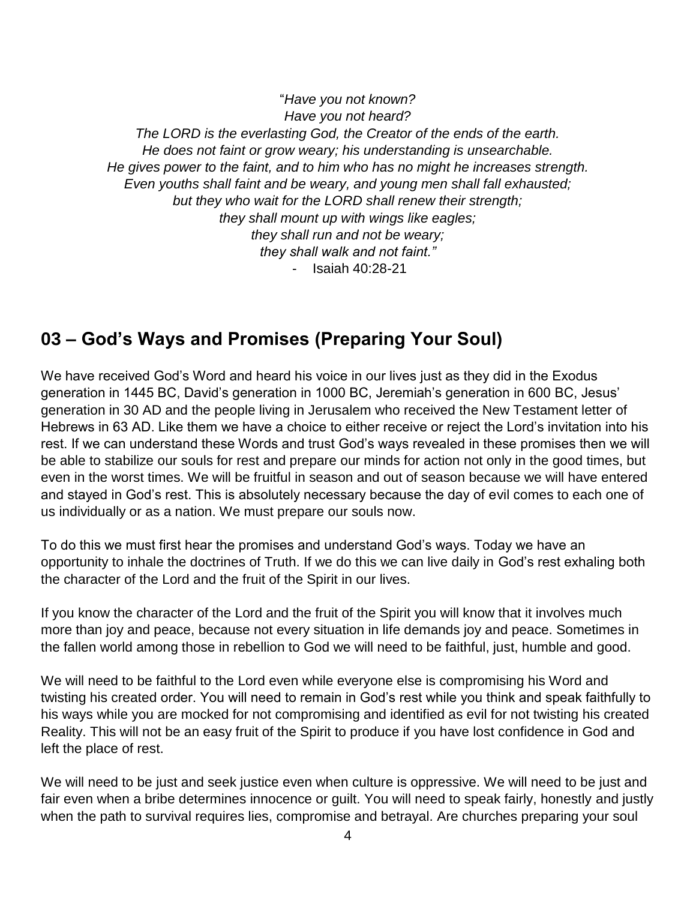"*Have you not known?*  
*Have you not heard?*  
*The LORD is the everlasting God, the Creator of the ends of the earth.*  
*He does not faint or grow weary; his understanding is unsearchable.*  
*He gives power to the faint, and to him who has no might he increases strength.*  
*Even youths shall faint and be weary, and young men shall fall exhausted;*  
*but they who wait for the LORD shall renew their strength;*  
*they shall mount up with wings like eagles;*  
*they shall run and not be weary;*  
*they shall walk and not faint."*

- Isaiah 40:28-21

## 03 – God's Ways and Promises (Preparing Your Soul)

We have received God's Word and heard his voice in our lives just as they did in the Exodus generation in 1445 BC, David's generation in 1000 BC, Jeremiah's generation in 600 BC, Jesus' generation in 30 AD and the people living in Jerusalem who received the New Testament letter of Hebrews in 63 AD. Like them we have a choice to either receive or reject the Lord's invitation into his rest. If we can understand these Words and trust God's ways revealed in these promises then we will be able to stabilize our souls for rest and prepare our minds for action not only in the good times, but even in the worst times. We will be fruitful in season and out of season because we will have entered and stayed in God's rest. This is absolutely necessary because the day of evil comes to each one of us individually or as a nation. We must prepare our souls now.

To do this we must first hear the promises and understand God's ways. Today we have an opportunity to inhale the doctrines of Truth. If we do this we can live daily in God's rest exhaling both the character of the Lord and the fruit of the Spirit in our lives.

If you know the character of the Lord and the fruit of the Spirit you will know that it involves much more than joy and peace, because not every situation in life demands joy and peace. Sometimes in the fallen world among those in rebellion to God we will need to be faithful, just, humble and good.

We will need to be faithful to the Lord even while everyone else is compromising his Word and twisting his created order. You will need to remain in God's rest while you think and speak faithfully to his ways while you are mocked for not compromising and identified as evil for not twisting his created Reality. This will not be an easy fruit of the Spirit to produce if you have lost confidence in God and left the place of rest.

We will need to be just and seek justice even when culture is oppressive. We will need to be just and fair even when a bribe determines innocence or guilt. You will need to speak fairly, honestly and justly when the path to survival requires lies, compromise and betrayal. Are churches preparing your soul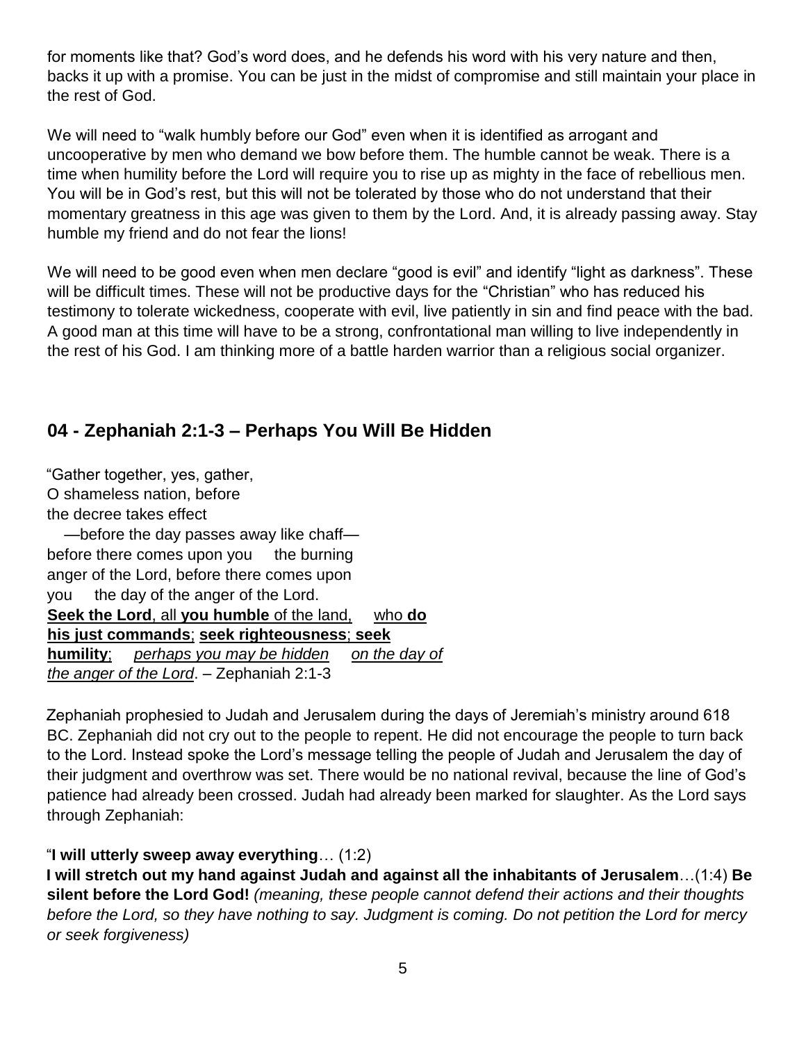for moments like that? God's word does, and he defends his word with his very nature and then, backs it up with a promise. You can be just in the midst of compromise and still maintain your place in the rest of God.

We will need to "walk humbly before our God" even when it is identified as arrogant and uncooperative by men who demand we bow before them. The humble cannot be weak. There is a time when humility before the Lord will require you to rise up as mighty in the face of rebellious men. You will be in God's rest, but this will not be tolerated by those who do not understand that their momentary greatness in this age was given to them by the Lord. And, it is already passing away. Stay humble my friend and do not fear the lions!

We will need to be good even when men declare "good is evil" and identify "light as darkness". These will be difficult times. These will not be productive days for the "Christian" who has reduced his testimony to tolerate wickedness, cooperate with evil, live patiently in sin and find peace with the bad. A good man at this time will have to be a strong, confrontational man willing to live independently in the rest of his God. I am thinking more of a battle harden warrior than a religious social organizer.

## 04 - Zephaniah 2:1-3 – Perhaps You Will Be Hidden

"Gather together, yes, gather,
O shameless nation, before
the decree takes effect
—before the day passes away like chaff—
before there comes upon you the burning
anger of the Lord, before there comes upon
you the day of the anger of the Lord.
**Seek the Lord**, all **you humble** of the land, who **do his just commands**; **seek righteousness**; **seek humility**; *perhaps you may be hidden on the day of the anger of the Lord*. – Zephaniah 2:1-3

Zephaniah prophesied to Judah and Jerusalem during the days of Jeremiah's ministry around 618 BC. Zephaniah did not cry out to the people to repent. He did not encourage the people to turn back to the Lord. Instead spoke the Lord's message telling the people of Judah and Jerusalem the day of their judgment and overthrow was set. There would be no national revival, because the line of God's patience had already been crossed. Judah had already been marked for slaughter. As the Lord says through Zephaniah:

"**I will utterly sweep away everything**… (1:2)
**I will stretch out my hand against Judah and against all the inhabitants of Jerusalem**…(1:4) **Be silent before the Lord God!** *(meaning, these people cannot defend their actions and their thoughts before the Lord, so they have nothing to say. Judgment is coming. Do not petition the Lord for mercy or seek forgiveness)*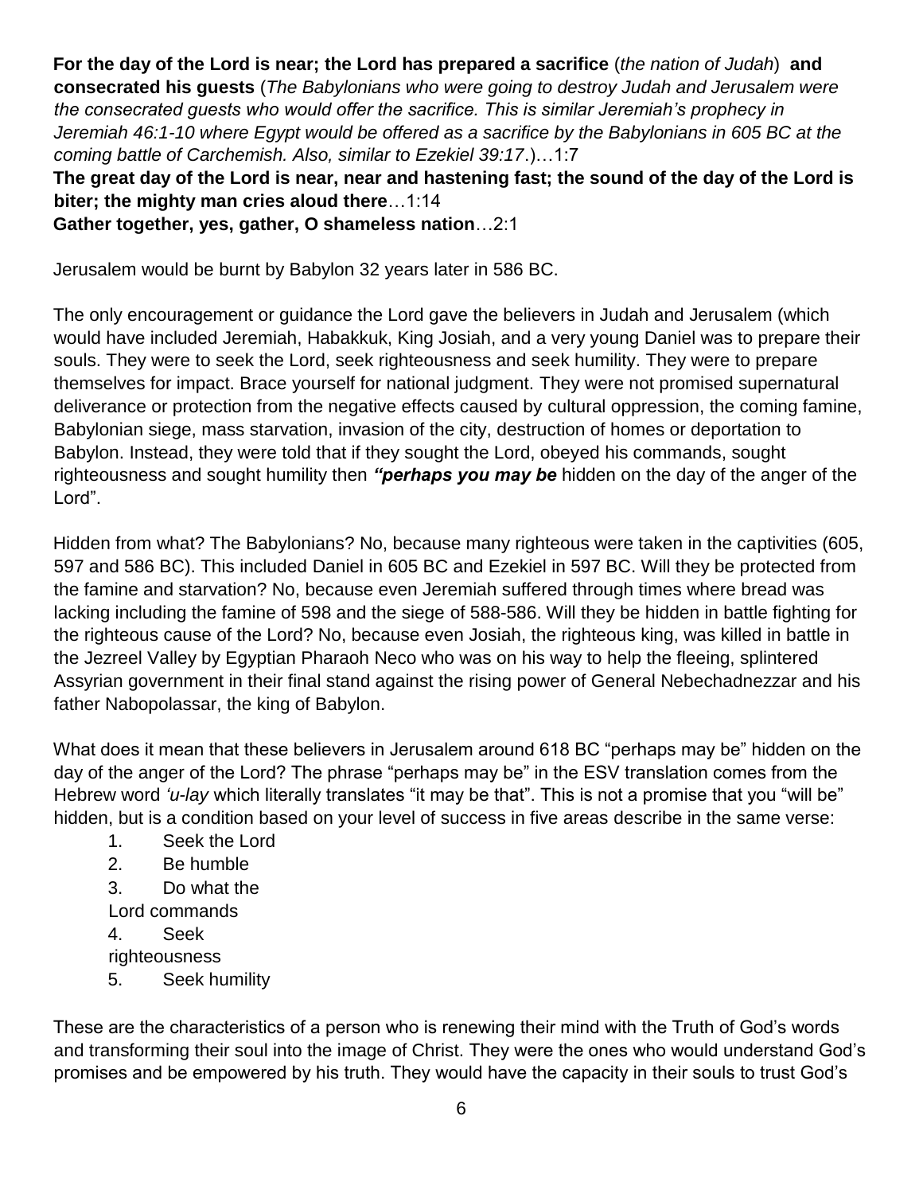**For the day of the Lord is near; the Lord has prepared a sacrifice** (*the nation of Judah*) **and consecrated his guests** (*The Babylonians who were going to destroy Judah and Jerusalem were the consecrated guests who would offer the sacrifice. This is similar Jeremiah's prophecy in Jeremiah 46:1-10 where Egypt would be offered as a sacrifice by the Babylonians in 605 BC at the coming battle of Carchemish. Also, similar to Ezekiel 39:17*.)…1:7

**The great day of the Lord is near, near and hastening fast; the sound of the day of the Lord is biter; the mighty man cries aloud there**…1:14

**Gather together, yes, gather, O shameless nation**…2:1

Jerusalem would be burnt by Babylon 32 years later in 586 BC.

The only encouragement or guidance the Lord gave the believers in Judah and Jerusalem (which would have included Jeremiah, Habakkuk, King Josiah, and a very young Daniel was to prepare their souls. They were to seek the Lord, seek righteousness and seek humility. They were to prepare themselves for impact. Brace yourself for national judgment. They were not promised supernatural deliverance or protection from the negative effects caused by cultural oppression, the coming famine, Babylonian siege, mass starvation, invasion of the city, destruction of homes or deportation to Babylon. Instead, they were told that if they sought the Lord, obeyed his commands, sought righteousness and sought humility then ***"perhaps you may be*** hidden on the day of the anger of the Lord".

Hidden from what? The Babylonians? No, because many righteous were taken in the captivities (605, 597 and 586 BC). This included Daniel in 605 BC and Ezekiel in 597 BC. Will they be protected from the famine and starvation? No, because even Jeremiah suffered through times where bread was lacking including the famine of 598 and the siege of 588-586. Will they be hidden in battle fighting for the righteous cause of the Lord? No, because even Josiah, the righteous king, was killed in battle in the Jezreel Valley by Egyptian Pharaoh Neco who was on his way to help the fleeing, splintered Assyrian government in their final stand against the rising power of General Nebechadnezzar and his father Nabopolassar, the king of Babylon.

What does it mean that these believers in Jerusalem around 618 BC "perhaps may be" hidden on the day of the anger of the Lord? The phrase "perhaps may be" in the ESV translation comes from the Hebrew word *'u-lay* which literally translates "it may be that". This is not a promise that you "will be" hidden, but is a condition based on your level of success in five areas describe in the same verse:

1. Seek the Lord
2. Be humble
3. Do what the Lord commands
4. Seek righteousness
5. Seek humility

These are the characteristics of a person who is renewing their mind with the Truth of God's words and transforming their soul into the image of Christ. They were the ones who would understand God's promises and be empowered by his truth. They would have the capacity in their souls to trust God's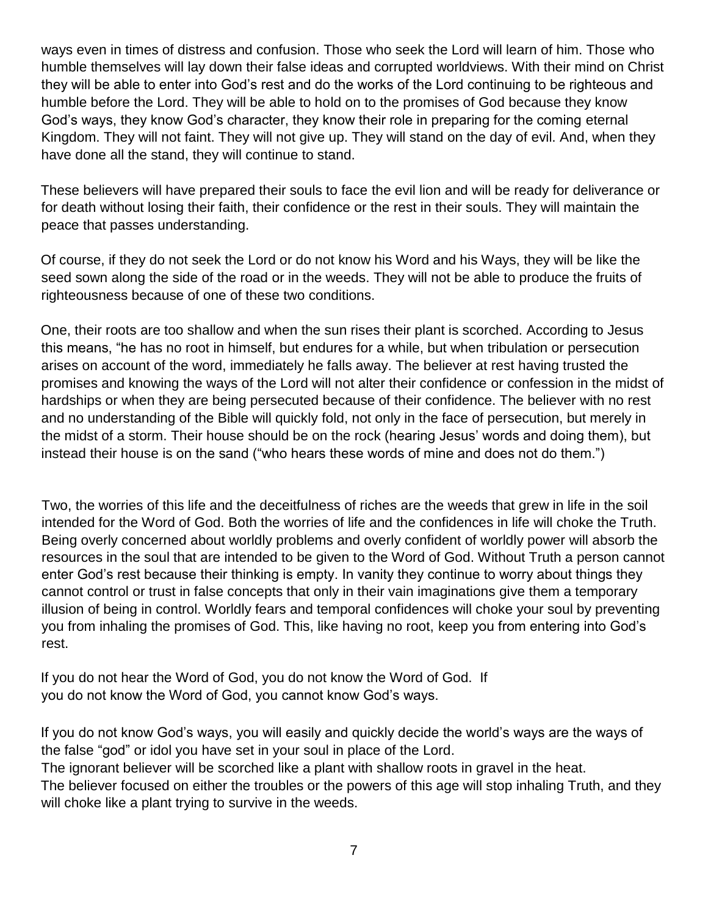ways even in times of distress and confusion. Those who seek the Lord will learn of him. Those who humble themselves will lay down their false ideas and corrupted worldviews. With their mind on Christ they will be able to enter into God's rest and do the works of the Lord continuing to be righteous and humble before the Lord. They will be able to hold on to the promises of God because they know God's ways, they know God's character, they know their role in preparing for the coming eternal Kingdom. They will not faint. They will not give up. They will stand on the day of evil. And, when they have done all the stand, they will continue to stand.

These believers will have prepared their souls to face the evil lion and will be ready for deliverance or for death without losing their faith, their confidence or the rest in their souls. They will maintain the peace that passes understanding.

Of course, if they do not seek the Lord or do not know his Word and his Ways, they will be like the seed sown along the side of the road or in the weeds. They will not be able to produce the fruits of righteousness because of one of these two conditions.

One, their roots are too shallow and when the sun rises their plant is scorched. According to Jesus this means, "he has no root in himself, but endures for a while, but when tribulation or persecution arises on account of the word, immediately he falls away. The believer at rest having trusted the promises and knowing the ways of the Lord will not alter their confidence or confession in the midst of hardships or when they are being persecuted because of their confidence. The believer with no rest and no understanding of the Bible will quickly fold, not only in the face of persecution, but merely in the midst of a storm. Their house should be on the rock (hearing Jesus' words and doing them), but instead their house is on the sand ("who hears these words of mine and does not do them.")

Two, the worries of this life and the deceitfulness of riches are the weeds that grew in life in the soil intended for the Word of God. Both the worries of life and the confidences in life will choke the Truth. Being overly concerned about worldly problems and overly confident of worldly power will absorb the resources in the soul that are intended to be given to the Word of God. Without Truth a person cannot enter God's rest because their thinking is empty. In vanity they continue to worry about things they cannot control or trust in false concepts that only in their vain imaginations give them a temporary illusion of being in control. Worldly fears and temporal confidences will choke your soul by preventing you from inhaling the promises of God. This, like having no root, keep you from entering into God's rest.

If you do not hear the Word of God, you do not know the Word of God. If you do not know the Word of God, you cannot know God's ways.

If you do not know God's ways, you will easily and quickly decide the world's ways are the ways of the false "god" or idol you have set in your soul in place of the Lord.
The ignorant believer will be scorched like a plant with shallow roots in gravel in the heat.
The believer focused on either the troubles or the powers of this age will stop inhaling Truth, and they will choke like a plant trying to survive in the weeds.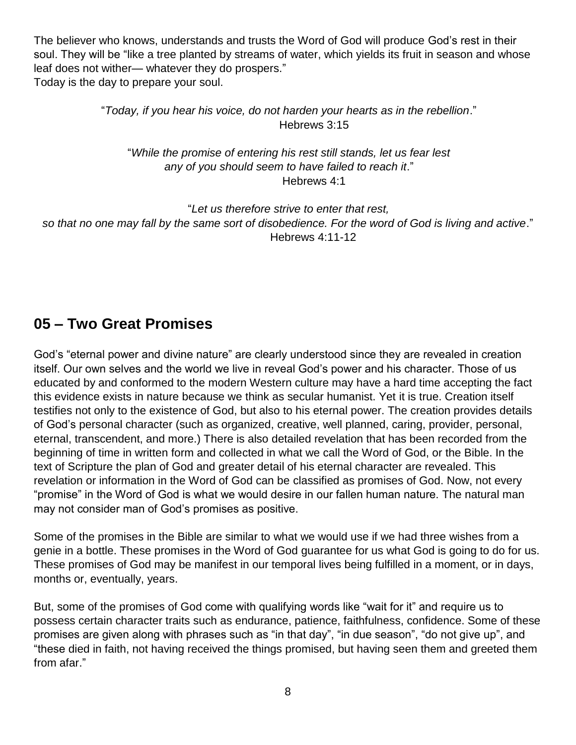The believer who knows, understands and trusts the Word of God will produce God's rest in their soul. They will be "like a tree planted by streams of water, which yields its fruit in season and whose leaf does not wither— whatever they do prospers."
Today is the day to prepare your soul.

"*Today, if you hear his voice, do not harden your hearts as in the rebellion*."
Hebrews 3:15

"*While the promise of entering his rest still stands, let us fear lest any of you should seem to have failed to reach it*."
Hebrews 4:1

"*Let us therefore strive to enter that rest, so that no one may fall by the same sort of disobedience. For the word of God is living and active*."
Hebrews 4:11-12

## 05 – Two Great Promises

God's "eternal power and divine nature" are clearly understood since they are revealed in creation itself. Our own selves and the world we live in reveal God's power and his character. Those of us educated by and conformed to the modern Western culture may have a hard time accepting the fact this evidence exists in nature because we think as secular humanist. Yet it is true. Creation itself testifies not only to the existence of God, but also to his eternal power. The creation provides details of God's personal character (such as organized, creative, well planned, caring, provider, personal, eternal, transcendent, and more.) There is also detailed revelation that has been recorded from the beginning of time in written form and collected in what we call the Word of God, or the Bible. In the text of Scripture the plan of God and greater detail of his eternal character are revealed. This revelation or information in the Word of God can be classified as promises of God. Now, not every "promise" in the Word of God is what we would desire in our fallen human nature. The natural man may not consider man of God's promises as positive.

Some of the promises in the Bible are similar to what we would use if we had three wishes from a genie in a bottle. These promises in the Word of God guarantee for us what God is going to do for us. These promises of God may be manifest in our temporal lives being fulfilled in a moment, or in days, months or, eventually, years.

But, some of the promises of God come with qualifying words like "wait for it" and require us to possess certain character traits such as endurance, patience, faithfulness, confidence. Some of these promises are given along with phrases such as "in that day", "in due season", "do not give up", and "these died in faith, not having received the things promised, but having seen them and greeted them from afar."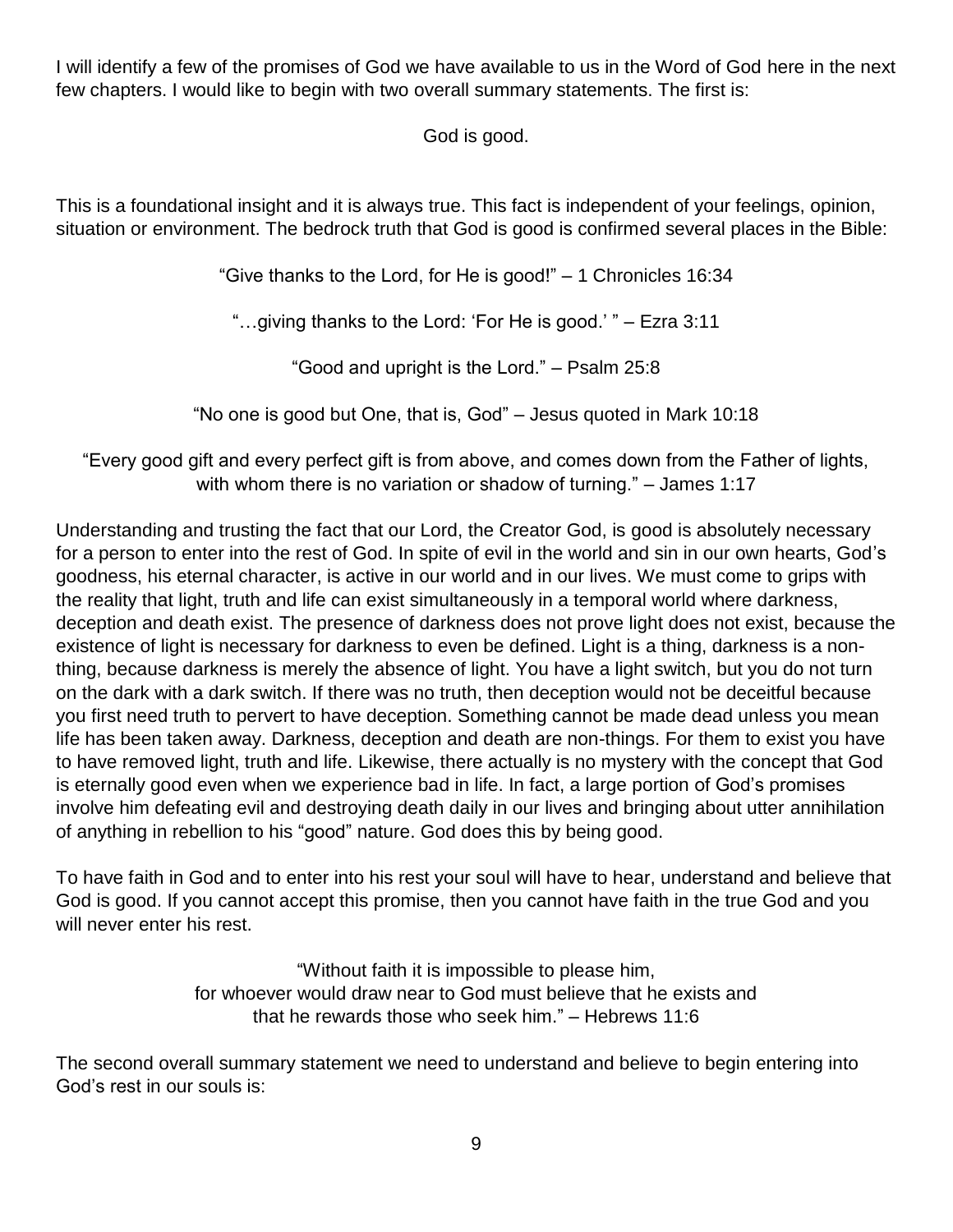I will identify a few of the promises of God we have available to us in the Word of God here in the next few chapters. I would like to begin with two overall summary statements. The first is:

God is good.

This is a foundational insight and it is always true. This fact is independent of your feelings, opinion, situation or environment. The bedrock truth that God is good is confirmed several places in the Bible:

"Give thanks to the Lord, for He is good!" – 1 Chronicles 16:34

"…giving thanks to the Lord: 'For He is good.' " – Ezra 3:11

"Good and upright is the Lord." – Psalm 25:8

"No one is good but One, that is, God" – Jesus quoted in Mark 10:18

"Every good gift and every perfect gift is from above, and comes down from the Father of lights, with whom there is no variation or shadow of turning." – James 1:17

Understanding and trusting the fact that our Lord, the Creator God, is good is absolutely necessary for a person to enter into the rest of God. In spite of evil in the world and sin in our own hearts, God's goodness, his eternal character, is active in our world and in our lives. We must come to grips with the reality that light, truth and life can exist simultaneously in a temporal world where darkness, deception and death exist. The presence of darkness does not prove light does not exist, because the existence of light is necessary for darkness to even be defined. Light is a thing, darkness is a non-thing, because darkness is merely the absence of light. You have a light switch, but you do not turn on the dark with a dark switch. If there was no truth, then deception would not be deceitful because you first need truth to pervert to have deception. Something cannot be made dead unless you mean life has been taken away. Darkness, deception and death are non-things. For them to exist you have to have removed light, truth and life. Likewise, there actually is no mystery with the concept that God is eternally good even when we experience bad in life. In fact, a large portion of God's promises involve him defeating evil and destroying death daily in our lives and bringing about utter annihilation of anything in rebellion to his "good" nature. God does this by being good.

To have faith in God and to enter into his rest your soul will have to hear, understand and believe that God is good. If you cannot accept this promise, then you cannot have faith in the true God and you will never enter his rest.

"Without faith it is impossible to please him,
for whoever would draw near to God must believe that he exists and
that he rewards those who seek him." – Hebrews 11:6

The second overall summary statement we need to understand and believe to begin entering into God's rest in our souls is: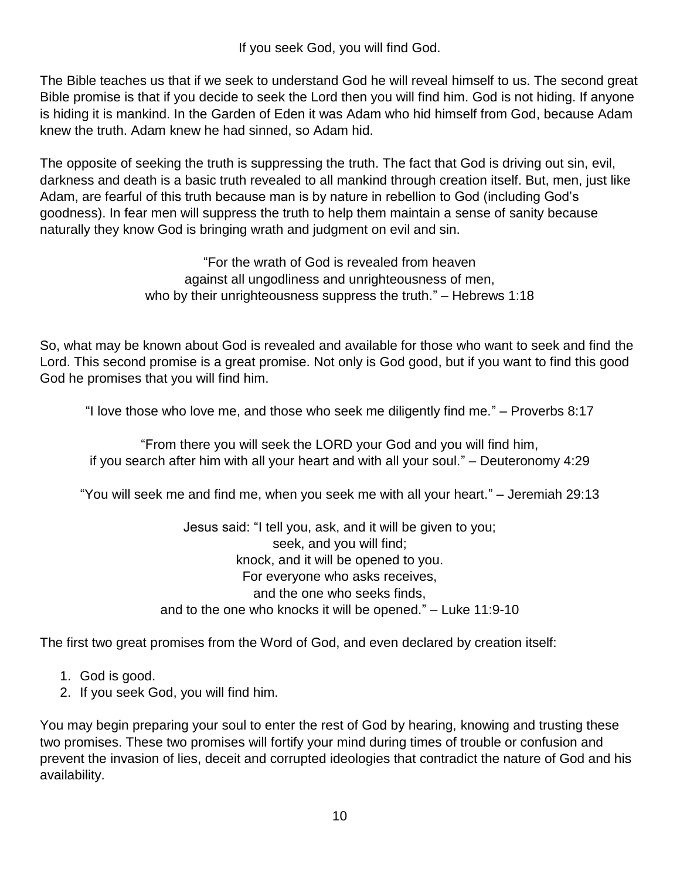If you seek God, you will find God.

The Bible teaches us that if we seek to understand God he will reveal himself to us. The second great Bible promise is that if you decide to seek the Lord then you will find him. God is not hiding. If anyone is hiding it is mankind. In the Garden of Eden it was Adam who hid himself from God, because Adam knew the truth. Adam knew he had sinned, so Adam hid.

The opposite of seeking the truth is suppressing the truth. The fact that God is driving out sin, evil, darkness and death is a basic truth revealed to all mankind through creation itself. But, men, just like Adam, are fearful of this truth because man is by nature in rebellion to God (including God's goodness). In fear men will suppress the truth to help them maintain a sense of sanity because naturally they know God is bringing wrath and judgment on evil and sin.

"For the wrath of God is revealed from heaven
against all ungodliness and unrighteousness of men,
who by their unrighteousness suppress the truth." – Hebrews 1:18

So, what may be known about God is revealed and available for those who want to seek and find the Lord. This second promise is a great promise. Not only is God good, but if you want to find this good God he promises that you will find him.

"I love those who love me, and those who seek me diligently find me." – Proverbs 8:17

"From there you will seek the LORD your God and you will find him,
if you search after him with all your heart and with all your soul." – Deuteronomy 4:29

"You will seek me and find me, when you seek me with all your heart." – Jeremiah 29:13

Jesus said: "I tell you, ask, and it will be given to you;
seek, and you will find;
knock, and it will be opened to you.
For everyone who asks receives,
and the one who seeks finds,
and to the one who knocks it will be opened." – Luke 11:9-10

The first two great promises from the Word of God, and even declared by creation itself:

1. God is good.
2. If you seek God, you will find him.

You may begin preparing your soul to enter the rest of God by hearing, knowing and trusting these two promises. These two promises will fortify your mind during times of trouble or confusion and prevent the invasion of lies, deceit and corrupted ideologies that contradict the nature of God and his availability.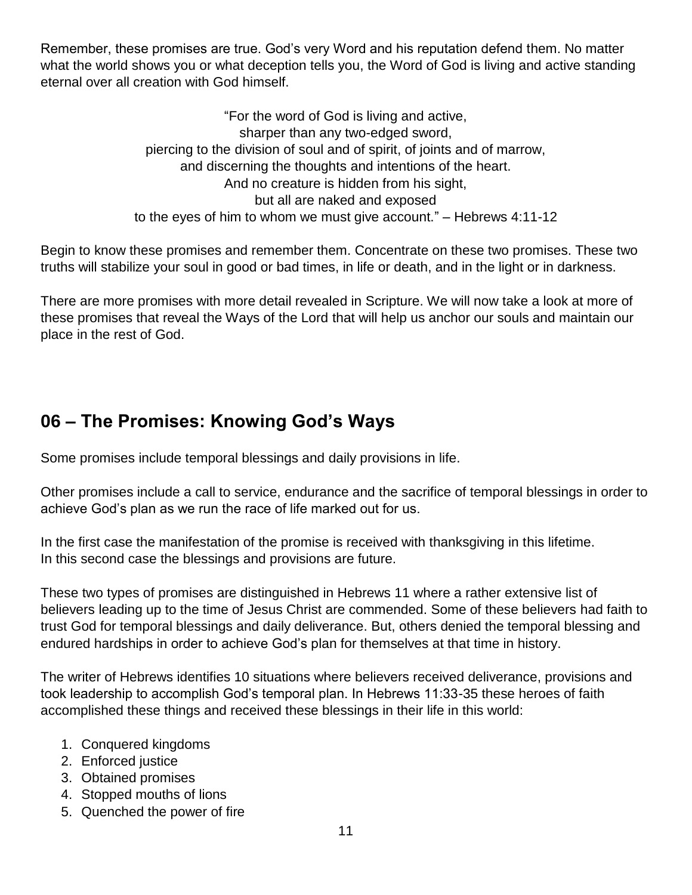Remember, these promises are true. God's very Word and his reputation defend them. No matter what the world shows you or what deception tells you, the Word of God is living and active standing eternal over all creation with God himself.

"For the word of God is living and active,  
sharper than any two-edged sword,  
piercing to the division of soul and of spirit, of joints and of marrow,  
and discerning the thoughts and intentions of the heart.  
And no creature is hidden from his sight,  
but all are naked and exposed  
to the eyes of him to whom we must give account." – Hebrews 4:11-12

Begin to know these promises and remember them. Concentrate on these two promises. These two truths will stabilize your soul in good or bad times, in life or death, and in the light or in darkness.

There are more promises with more detail revealed in Scripture. We will now take a look at more of these promises that reveal the Ways of the Lord that will help us anchor our souls and maintain our place in the rest of God.

## 06 – The Promises: Knowing God's Ways

Some promises include temporal blessings and daily provisions in life.

Other promises include a call to service, endurance and the sacrifice of temporal blessings in order to achieve God's plan as we run the race of life marked out for us.

In the first case the manifestation of the promise is received with thanksgiving in this lifetime.  
In this second case the blessings and provisions are future.

These two types of promises are distinguished in Hebrews 11 where a rather extensive list of believers leading up to the time of Jesus Christ are commended. Some of these believers had faith to trust God for temporal blessings and daily deliverance. But, others denied the temporal blessing and endured hardships in order to achieve God's plan for themselves at that time in history.

The writer of Hebrews identifies 10 situations where believers received deliverance, provisions and took leadership to accomplish God's temporal plan. In Hebrews 11:33-35 these heroes of faith accomplished these things and received these blessings in their life in this world:

1. Conquered kingdoms
2. Enforced justice
3. Obtained promises
4. Stopped mouths of lions
5. Quenched the power of fire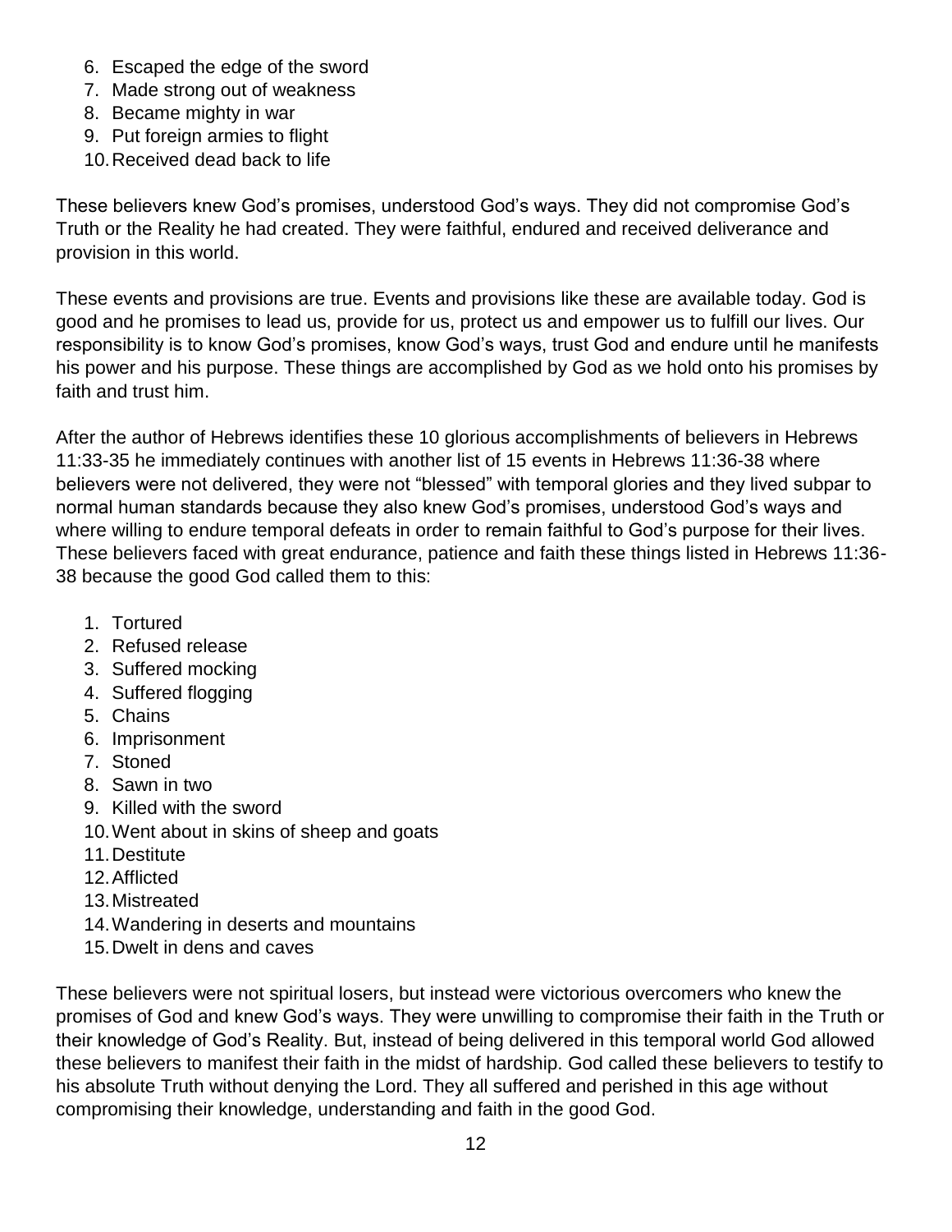6. Escaped the edge of the sword
7. Made strong out of weakness
8. Became mighty in war
9. Put foreign armies to flight
10. Received dead back to life

These believers knew God's promises, understood God's ways. They did not compromise God's Truth or the Reality he had created. They were faithful, endured and received deliverance and provision in this world.

These events and provisions are true. Events and provisions like these are available today. God is good and he promises to lead us, provide for us, protect us and empower us to fulfill our lives. Our responsibility is to know God's promises, know God's ways, trust God and endure until he manifests his power and his purpose. These things are accomplished by God as we hold onto his promises by faith and trust him.

After the author of Hebrews identifies these 10 glorious accomplishments of believers in Hebrews 11:33-35 he immediately continues with another list of 15 events in Hebrews 11:36-38 where believers were not delivered, they were not "blessed" with temporal glories and they lived subpar to normal human standards because they also knew God's promises, understood God's ways and where willing to endure temporal defeats in order to remain faithful to God's purpose for their lives. These believers faced with great endurance, patience and faith these things listed in Hebrews 11:36-38 because the good God called them to this:

1. Tortured
2. Refused release
3. Suffered mocking
4. Suffered flogging
5. Chains
6. Imprisonment
7. Stoned
8. Sawn in two
9. Killed with the sword
10. Went about in skins of sheep and goats
11. Destitute
12. Afflicted
13. Mistreated
14. Wandering in deserts and mountains
15. Dwelt in dens and caves

These believers were not spiritual losers, but instead were victorious overcomers who knew the promises of God and knew God's ways. They were unwilling to compromise their faith in the Truth or their knowledge of God's Reality. But, instead of being delivered in this temporal world God allowed these believers to manifest their faith in the midst of hardship. God called these believers to testify to his absolute Truth without denying the Lord. They all suffered and perished in this age without compromising their knowledge, understanding and faith in the good God.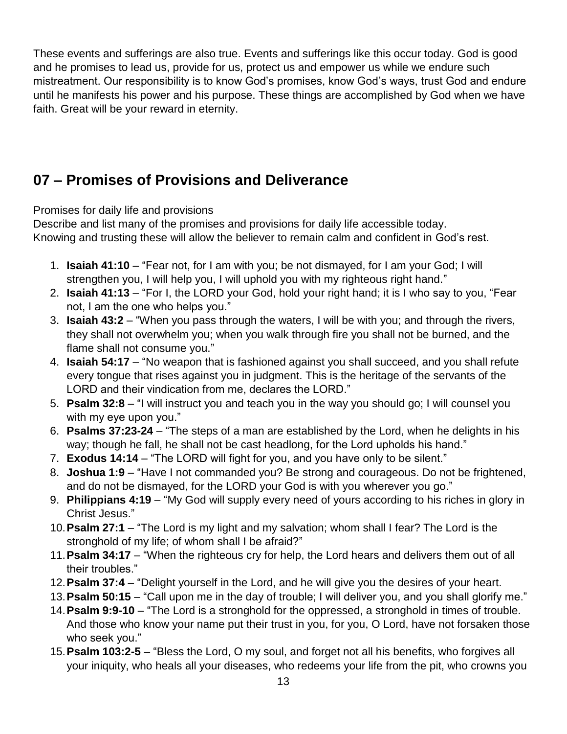These events and sufferings are also true. Events and sufferings like this occur today. God is good and he promises to lead us, provide for us, protect us and empower us while we endure such mistreatment. Our responsibility is to know God's promises, know God's ways, trust God and endure until he manifests his power and his purpose. These things are accomplished by God when we have faith. Great will be your reward in eternity.

## 07 – Promises of Provisions and Deliverance

Promises for daily life and provisions
Describe and list many of the promises and provisions for daily life accessible today.
Knowing and trusting these will allow the believer to remain calm and confident in God's rest.

1. **Isaiah 41:10** – "Fear not, for I am with you; be not dismayed, for I am your God; I will strengthen you, I will help you, I will uphold you with my righteous right hand."
2. **Isaiah 41:13** – "For I, the LORD your God, hold your right hand; it is I who say to you, "Fear not, I am the one who helps you."
3. **Isaiah 43:2** – "When you pass through the waters, I will be with you; and through the rivers, they shall not overwhelm you; when you walk through fire you shall not be burned, and the flame shall not consume you."
4. **Isaiah 54:17** – "No weapon that is fashioned against you shall succeed, and you shall refute every tongue that rises against you in judgment. This is the heritage of the servants of the LORD and their vindication from me, declares the LORD."
5. **Psalm 32:8** – "I will instruct you and teach you in the way you should go; I will counsel you with my eye upon you."
6. **Psalms 37:23-24** – "The steps of a man are established by the Lord, when he delights in his way; though he fall, he shall not be cast headlong, for the Lord upholds his hand."
7. **Exodus 14:14** – "The LORD will fight for you, and you have only to be silent."
8. **Joshua 1:9** – "Have I not commanded you? Be strong and courageous. Do not be frightened, and do not be dismayed, for the LORD your God is with you wherever you go."
9. **Philippians 4:19** – "My God will supply every need of yours according to his riches in glory in Christ Jesus."
10. **Psalm 27:1** – "The Lord is my light and my salvation; whom shall I fear? The Lord is the stronghold of my life; of whom shall I be afraid?"
11. **Psalm 34:17** – "When the righteous cry for help, the Lord hears and delivers them out of all their troubles."
12. **Psalm 37:4** – "Delight yourself in the Lord, and he will give you the desires of your heart.
13. **Psalm 50:15** – "Call upon me in the day of trouble; I will deliver you, and you shall glorify me."
14. **Psalm 9:9-10** – "The Lord is a stronghold for the oppressed, a stronghold in times of trouble. And those who know your name put their trust in you, for you, O Lord, have not forsaken those who seek you."
15. **Psalm 103:2-5** – "Bless the Lord, O my soul, and forget not all his benefits, who forgives all your iniquity, who heals all your diseases, who redeems your life from the pit, who crowns you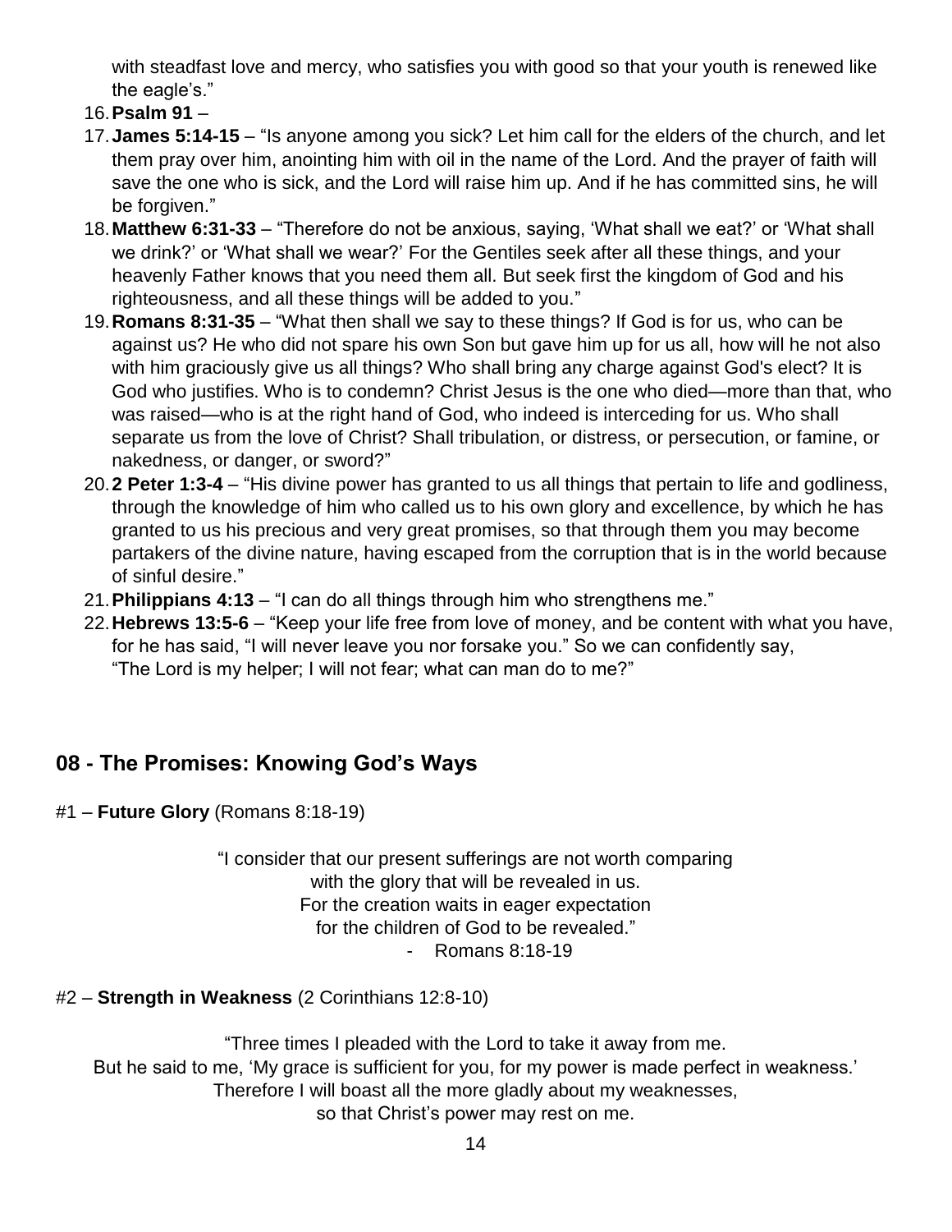with steadfast love and mercy, who satisfies you with good so that your youth is renewed like the eagle's."

16. **Psalm 91** –
17. **James 5:14-15** – "Is anyone among you sick? Let him call for the elders of the church, and let them pray over him, anointing him with oil in the name of the Lord. And the prayer of faith will save the one who is sick, and the Lord will raise him up. And if he has committed sins, he will be forgiven."
18. **Matthew 6:31-33** – "Therefore do not be anxious, saying, 'What shall we eat?' or 'What shall we drink?' or 'What shall we wear?' For the Gentiles seek after all these things, and your heavenly Father knows that you need them all. But seek first the kingdom of God and his righteousness, and all these things will be added to you."
19. **Romans 8:31-35** – "What then shall we say to these things? If God is for us, who can be against us? He who did not spare his own Son but gave him up for us all, how will he not also with him graciously give us all things? Who shall bring any charge against God's elect? It is God who justifies. Who is to condemn? Christ Jesus is the one who died—more than that, who was raised—who is at the right hand of God, who indeed is interceding for us. Who shall separate us from the love of Christ? Shall tribulation, or distress, or persecution, or famine, or nakedness, or danger, or sword?"
20. **2 Peter 1:3-4** – "His divine power has granted to us all things that pertain to life and godliness, through the knowledge of him who called us to his own glory and excellence, by which he has granted to us his precious and very great promises, so that through them you may become partakers of the divine nature, having escaped from the corruption that is in the world because of sinful desire."
21. **Philippians 4:13** – "I can do all things through him who strengthens me."
22. **Hebrews 13:5-6** – "Keep your life free from love of money, and be content with what you have, for he has said, "I will never leave you nor forsake you." So we can confidently say, "The Lord is my helper; I will not fear; what can man do to me?"

## 08 - The Promises: Knowing God's Ways

#1 – **Future Glory** (Romans 8:18-19)

"I consider that our present sufferings are not worth comparing
with the glory that will be revealed in us.
For the creation waits in eager expectation
for the children of God to be revealed."
- Romans 8:18-19

#2 – **Strength in Weakness** (2 Corinthians 12:8-10)

"Three times I pleaded with the Lord to take it away from me.
But he said to me, 'My grace is sufficient for you, for my power is made perfect in weakness.'
Therefore I will boast all the more gladly about my weaknesses,
so that Christ's power may rest on me.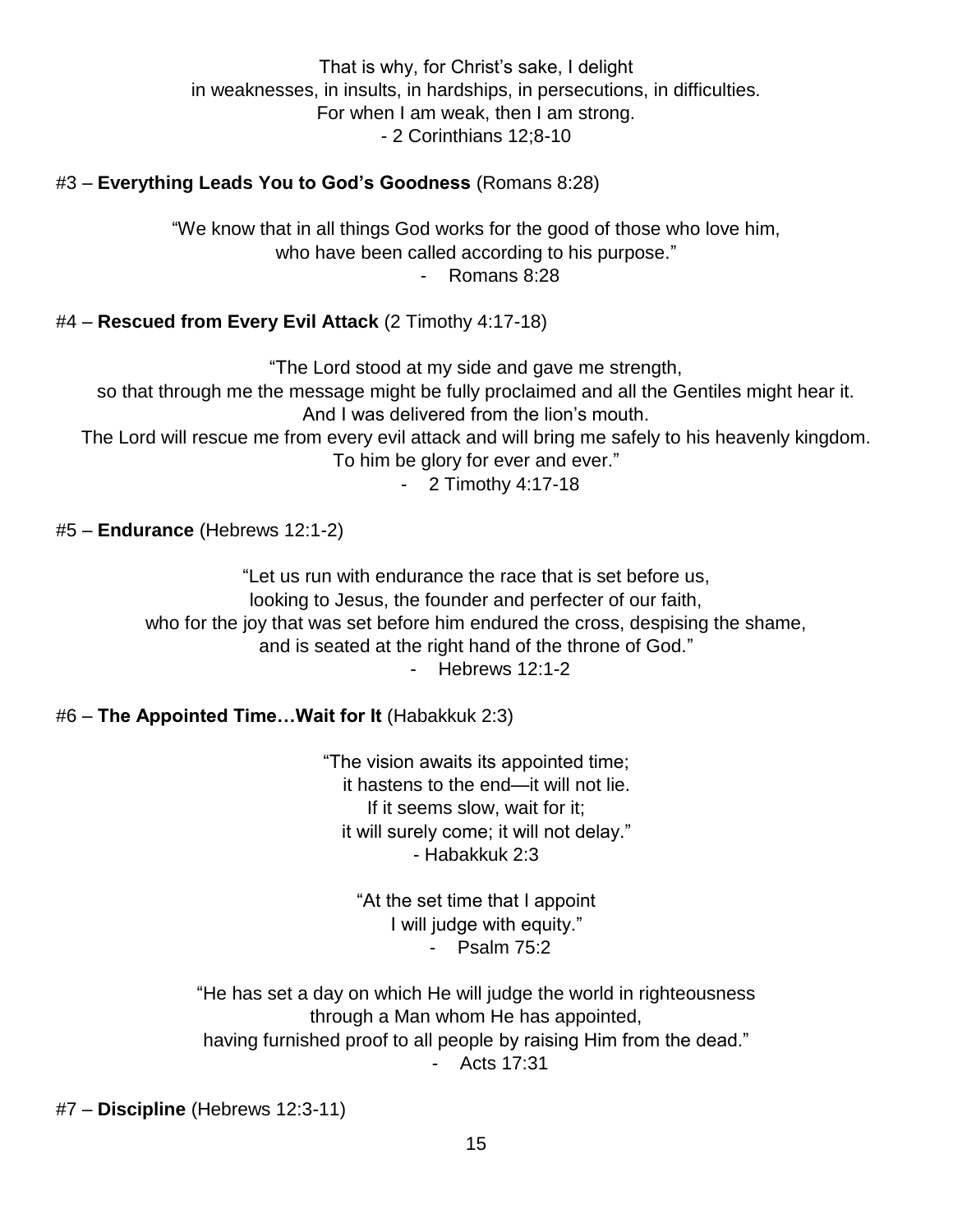That is why, for Christ's sake, I delight
in weaknesses, in insults, in hardships, in persecutions, in difficulties.
For when I am weak, then I am strong.
- 2 Corinthians 12;8-10

#3 – **Everything Leads You to God's Goodness** (Romans 8:28)

"We know that in all things God works for the good of those who love him,
who have been called according to his purpose."
- Romans 8:28

#4 – **Rescued from Every Evil Attack** (2 Timothy 4:17-18)

"The Lord stood at my side and gave me strength,
so that through me the message might be fully proclaimed and all the Gentiles might hear it.
And I was delivered from the lion's mouth.
The Lord will rescue me from every evil attack and will bring me safely to his heavenly kingdom.
To him be glory for ever and ever."
- 2 Timothy 4:17-18

#5 – **Endurance** (Hebrews 12:1-2)

"Let us run with endurance the race that is set before us,
looking to Jesus, the founder and perfecter of our faith,
who for the joy that was set before him endured the cross, despising the shame,
and is seated at the right hand of the throne of God."
- Hebrews 12:1-2

#6 – **The Appointed Time…Wait for It** (Habakkuk 2:3)

"The vision awaits its appointed time;
it hastens to the end—it will not lie.
If it seems slow, wait for it;
it will surely come; it will not delay."
- Habakkuk 2:3

"At the set time that I appoint
I will judge with equity."
- Psalm 75:2

"He has set a day on which He will judge the world in righteousness
through a Man whom He has appointed,
having furnished proof to all people by raising Him from the dead."
- Acts 17:31

#7 – **Discipline** (Hebrews 12:3-11)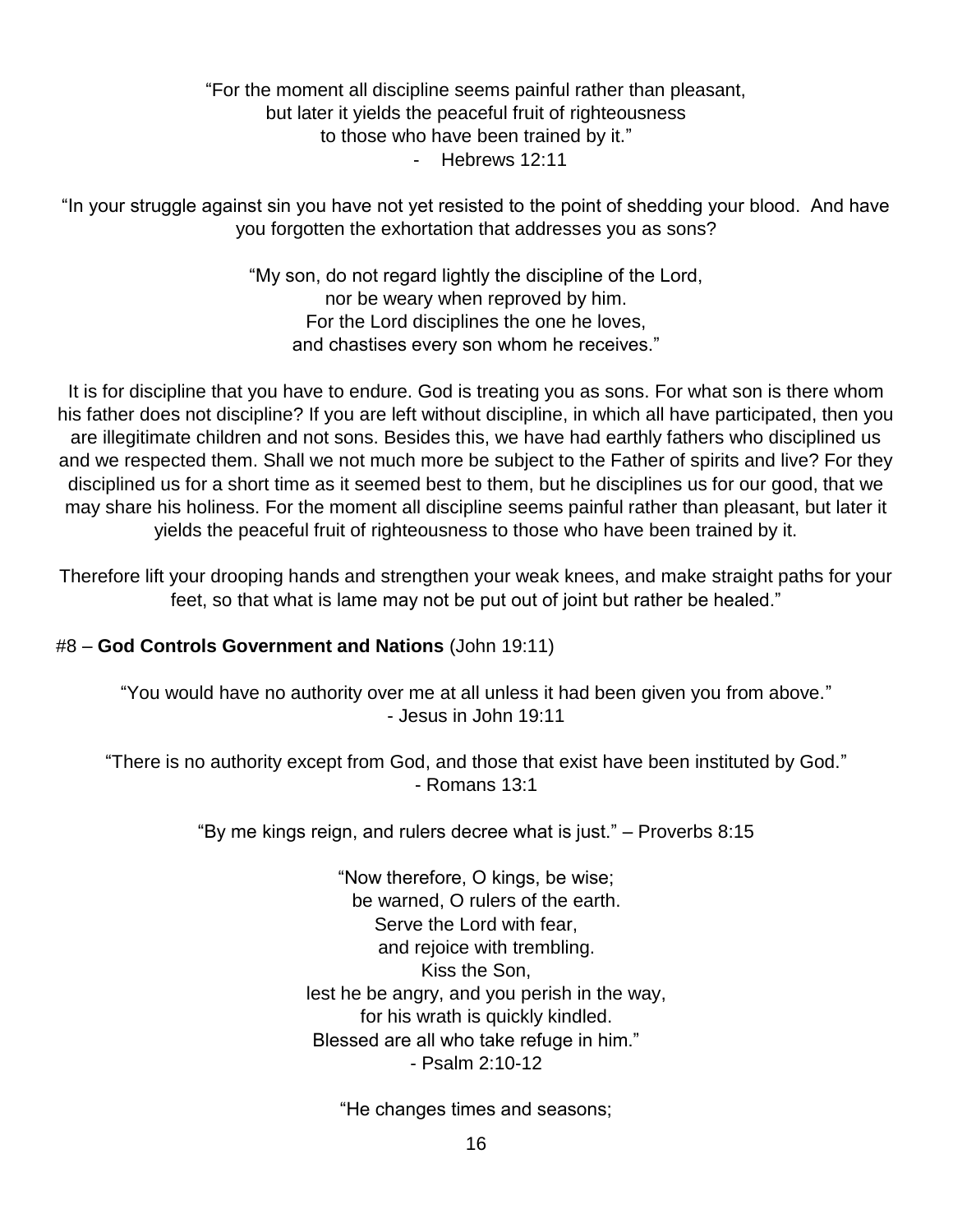“For the moment all discipline seems painful rather than pleasant,
but later it yields the peaceful fruit of righteousness
to those who have been trained by it.”
- Hebrews 12:11

“In your struggle against sin you have not yet resisted to the point of shedding your blood. And have you forgotten the exhortation that addresses you as sons?

“My son, do not regard lightly the discipline of the Lord,
nor be weary when reproved by him.
For the Lord disciplines the one he loves,
and chastises every son whom he receives.”

It is for discipline that you have to endure. God is treating you as sons. For what son is there whom his father does not discipline? If you are left without discipline, in which all have participated, then you are illegitimate children and not sons. Besides this, we have had earthly fathers who disciplined us and we respected them. Shall we not much more be subject to the Father of spirits and live? For they disciplined us for a short time as it seemed best to them, but he disciplines us for our good, that we may share his holiness. For the moment all discipline seems painful rather than pleasant, but later it yields the peaceful fruit of righteousness to those who have been trained by it.

Therefore lift your drooping hands and strengthen your weak knees, and make straight paths for your feet, so that what is lame may not be put out of joint but rather be healed.”

#8 – **God Controls Government and Nations** (John 19:11)

“You would have no authority over me at all unless it had been given you from above.”
- Jesus in John 19:11

“There is no authority except from God, and those that exist have been instituted by God.”
- Romans 13:1

“By me kings reign, and rulers decree what is just.” – Proverbs 8:15

“Now therefore, O kings, be wise;
be warned, O rulers of the earth.
Serve the Lord with fear,
and rejoice with trembling.
Kiss the Son,
lest he be angry, and you perish in the way,
for his wrath is quickly kindled.
Blessed are all who take refuge in him.”
- Psalm 2:10-12

“He changes times and seasons;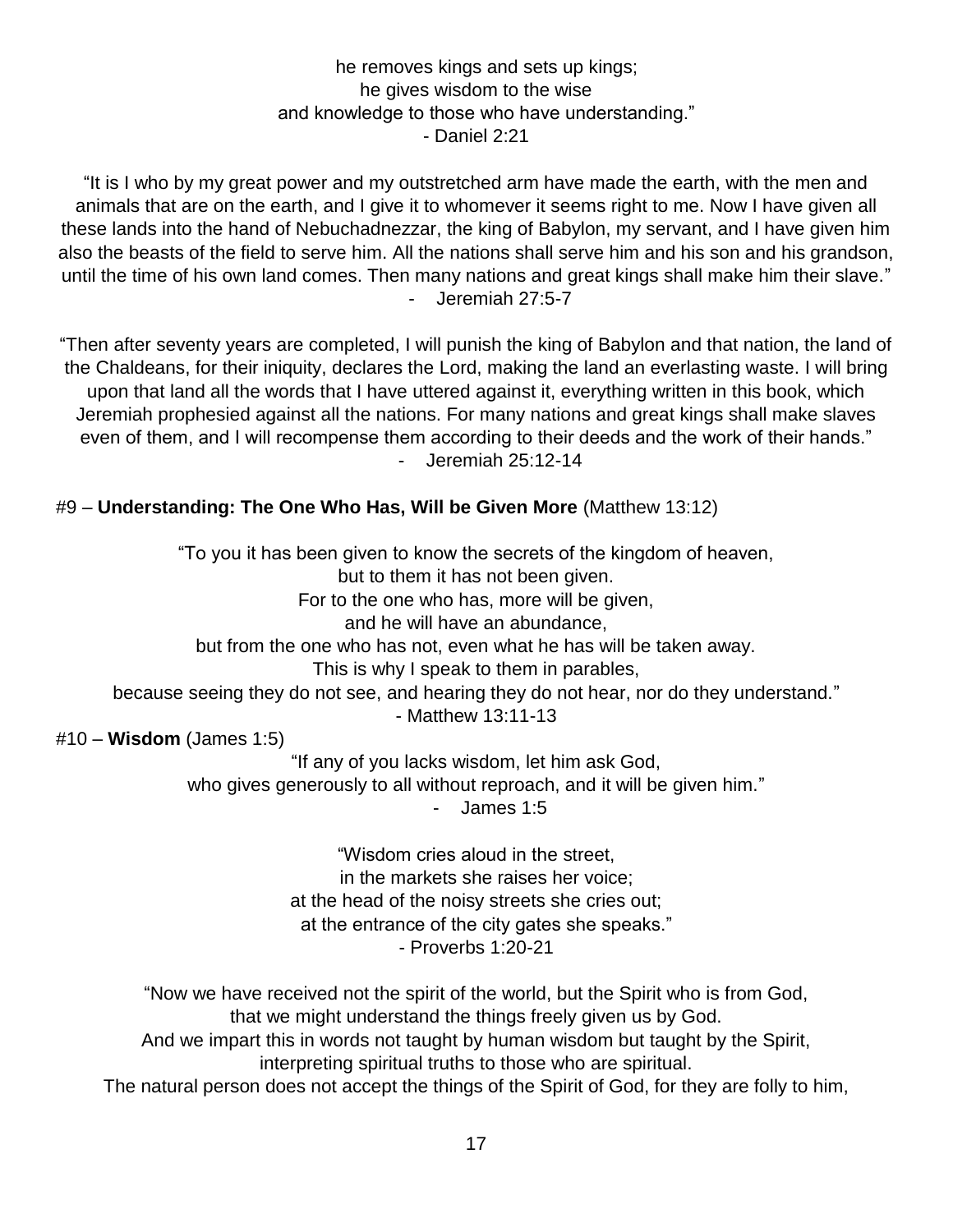he removes kings and sets up kings;
he gives wisdom to the wise
and knowledge to those who have understanding."
- Daniel 2:21

"It is I who by my great power and my outstretched arm have made the earth, with the men and animals that are on the earth, and I give it to whomever it seems right to me. Now I have given all these lands into the hand of Nebuchadnezzar, the king of Babylon, my servant, and I have given him also the beasts of the field to serve him. All the nations shall serve him and his son and his grandson, until the time of his own land comes. Then many nations and great kings shall make him their slave."
- Jeremiah 27:5-7

"Then after seventy years are completed, I will punish the king of Babylon and that nation, the land of the Chaldeans, for their iniquity, declares the Lord, making the land an everlasting waste. I will bring upon that land all the words that I have uttered against it, everything written in this book, which Jeremiah prophesied against all the nations. For many nations and great kings shall make slaves even of them, and I will recompense them according to their deeds and the work of their hands."
- Jeremiah 25:12-14

#9 – **Understanding: The One Who Has, Will be Given More** (Matthew 13:12)

"To you it has been given to know the secrets of the kingdom of heaven,
but to them it has not been given.
For to the one who has, more will be given,
and he will have an abundance,
but from the one who has not, even what he has will be taken away.
This is why I speak to them in parables,
because seeing they do not see, and hearing they do not hear, nor do they understand."
- Matthew 13:11-13

#10 – **Wisdom** (James 1:5)

"If any of you lacks wisdom, let him ask God,
who gives generously to all without reproach, and it will be given him."
- James 1:5

"Wisdom cries aloud in the street,
in the markets she raises her voice;
at the head of the noisy streets she cries out;
at the entrance of the city gates she speaks."
- Proverbs 1:20-21

"Now we have received not the spirit of the world, but the Spirit who is from God,
that we might understand the things freely given us by God.
And we impart this in words not taught by human wisdom but taught by the Spirit,
interpreting spiritual truths to those who are spiritual.
The natural person does not accept the things of the Spirit of God, for they are folly to him,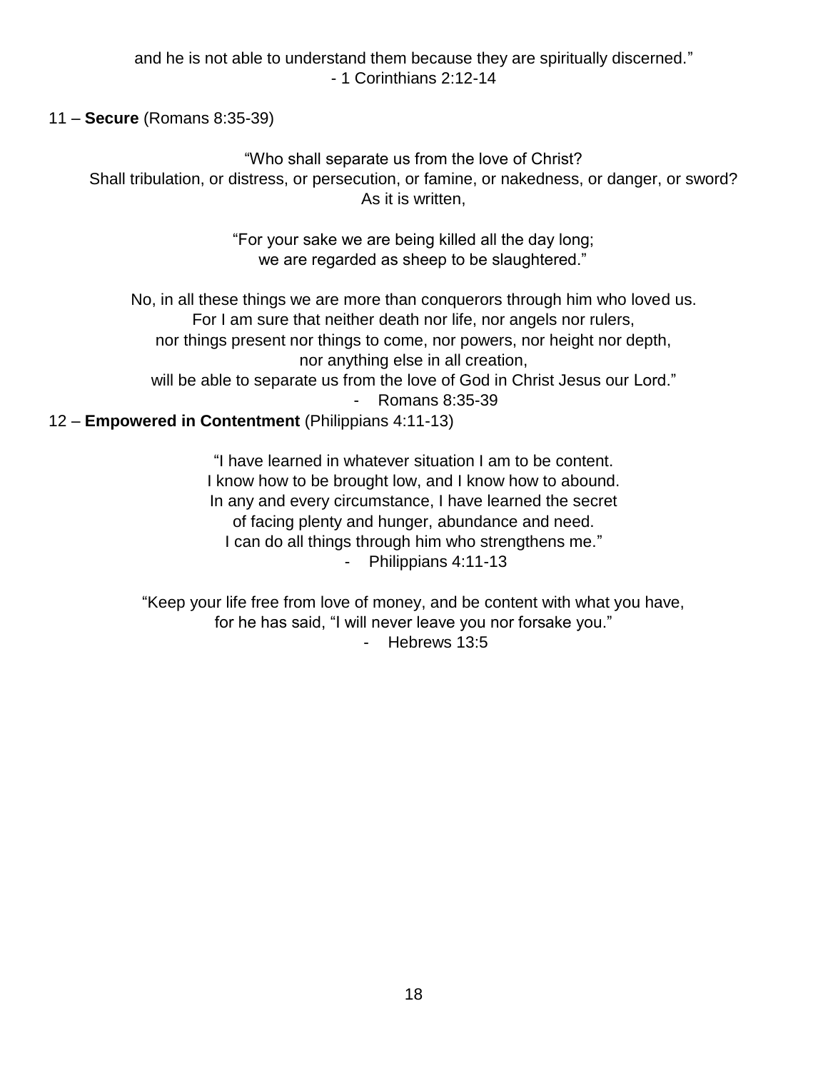and he is not able to understand them because they are spiritually discerned."
- 1 Corinthians 2:12-14

11 – **Secure** (Romans 8:35-39)

"Who shall separate us from the love of Christ?
Shall tribulation, or distress, or persecution, or famine, or nakedness, or danger, or sword?
As it is written,

"For your sake we are being killed all the day long;
we are regarded as sheep to be slaughtered."

No, in all these things we are more than conquerors through him who loved us.
For I am sure that neither death nor life, nor angels nor rulers,
nor things present nor things to come, nor powers, nor height nor depth,
nor anything else in all creation,
will be able to separate us from the love of God in Christ Jesus our Lord."
- Romans 8:35-39

12 – **Empowered in Contentment** (Philippians 4:11-13)

"I have learned in whatever situation I am to be content.
I know how to be brought low, and I know how to abound.
In any and every circumstance, I have learned the secret
of facing plenty and hunger, abundance and need.
I can do all things through him who strengthens me."
- Philippians 4:11-13

"Keep your life free from love of money, and be content with what you have,
for he has said, "I will never leave you nor forsake you."
- Hebrews 13:5